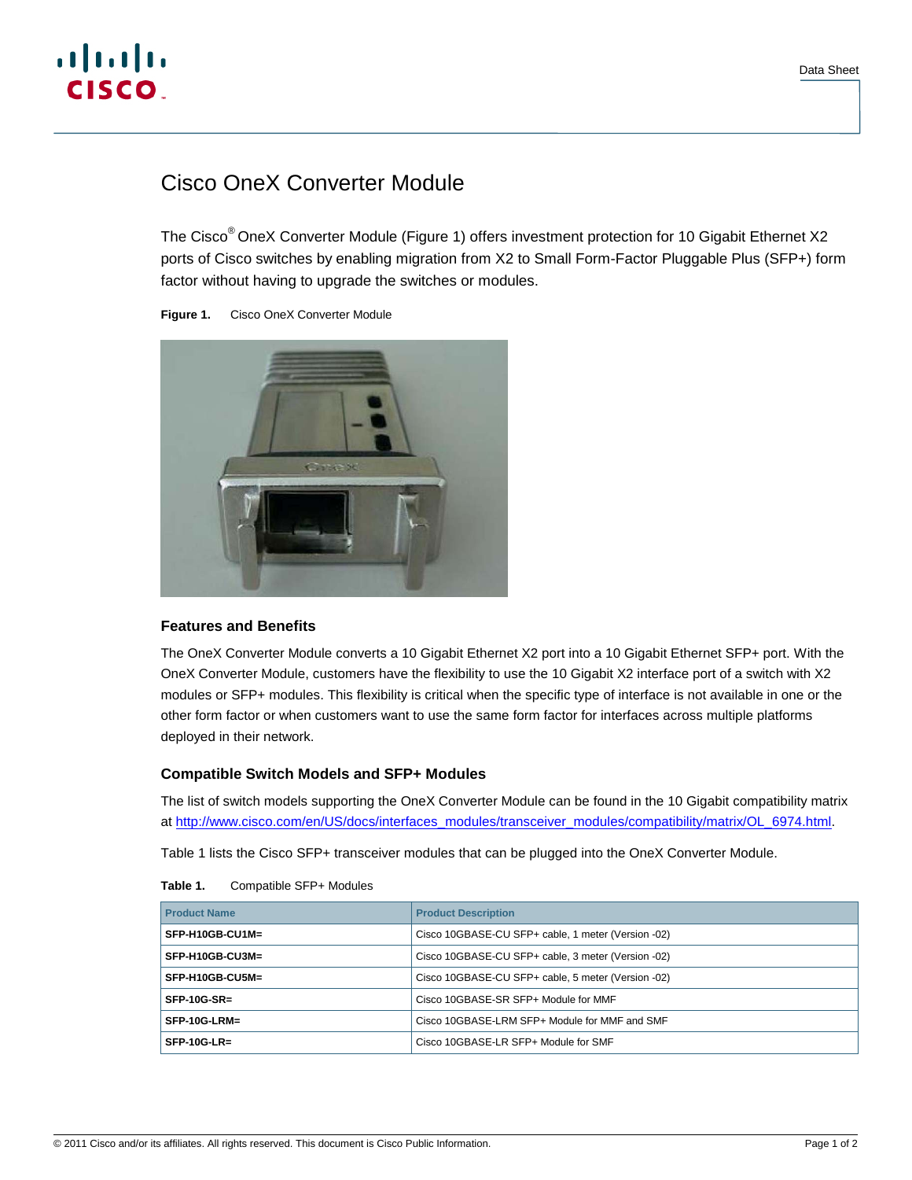# Cisco OneX Converter Module

The Cisco® OneX Converter Module (Figure 1) offers investment protection for 10 Gigabit Ethernet X2 ports of Cisco switches by enabling migration from X2 to Small Form-Factor Pluggable Plus (SFP+) form factor without having to upgrade the switches or modules.

**Figure 1.** Cisco OneX Converter Module

## Features and Benefits

The OneX Converter Module converts a 10 Gigabit Ethernet X2 port into a 10 Gigabit Ethernet SFP+ port. With the OneX Converter Module, customers have the flexibility to use the 10 Gigabit X2 interface port of a switch with X2 modules or SFP+ modules. This flexibility is critical when the specific type of interface is not available in one or the other form factor or when customers want to use the same form factor for interfaces across multiple platforms deployed in their network.

## Compatible Switch Models and SFP+ Modules

The list of switch models supporting the OneX Converter Module can be found in the 10 Gigabit compatibility matrix at http://www.cisco.com/en/US/docs/interfaces_modules/transceiver_modules/compatibility/matrix/OL_6974.html.

Table 1 lists the Cisco SFP+ transceiver modules that can be plugged into the OneX Converter Module.

**Table 1.** Compatible SFP+ Modules

| Product Name | Product Description |
| --- | --- |
| **SFP-H10GB-CU1M=** | Cisco 10GBASE-CU SFP+ cable, 1 meter (Version -02) |
| **SFP-H10GB-CU3M=** | Cisco 10GBASE-CU SFP+ cable, 3 meter (Version -02) |
| **SFP-H10GB-CU5M=** | Cisco 10GBASE-CU SFP+ cable, 5 meter (Version -02) |
| **SFP-10G-SR=** | Cisco 10GBASE-SR SFP+ Module for MMF |
| **SFP-10G-LRM=** | Cisco 10GBASE-LRM SFP+ Module for MMF and SMF |
| **SFP-10G-LR=** | Cisco 10GBASE-LR SFP+ Module for SMF |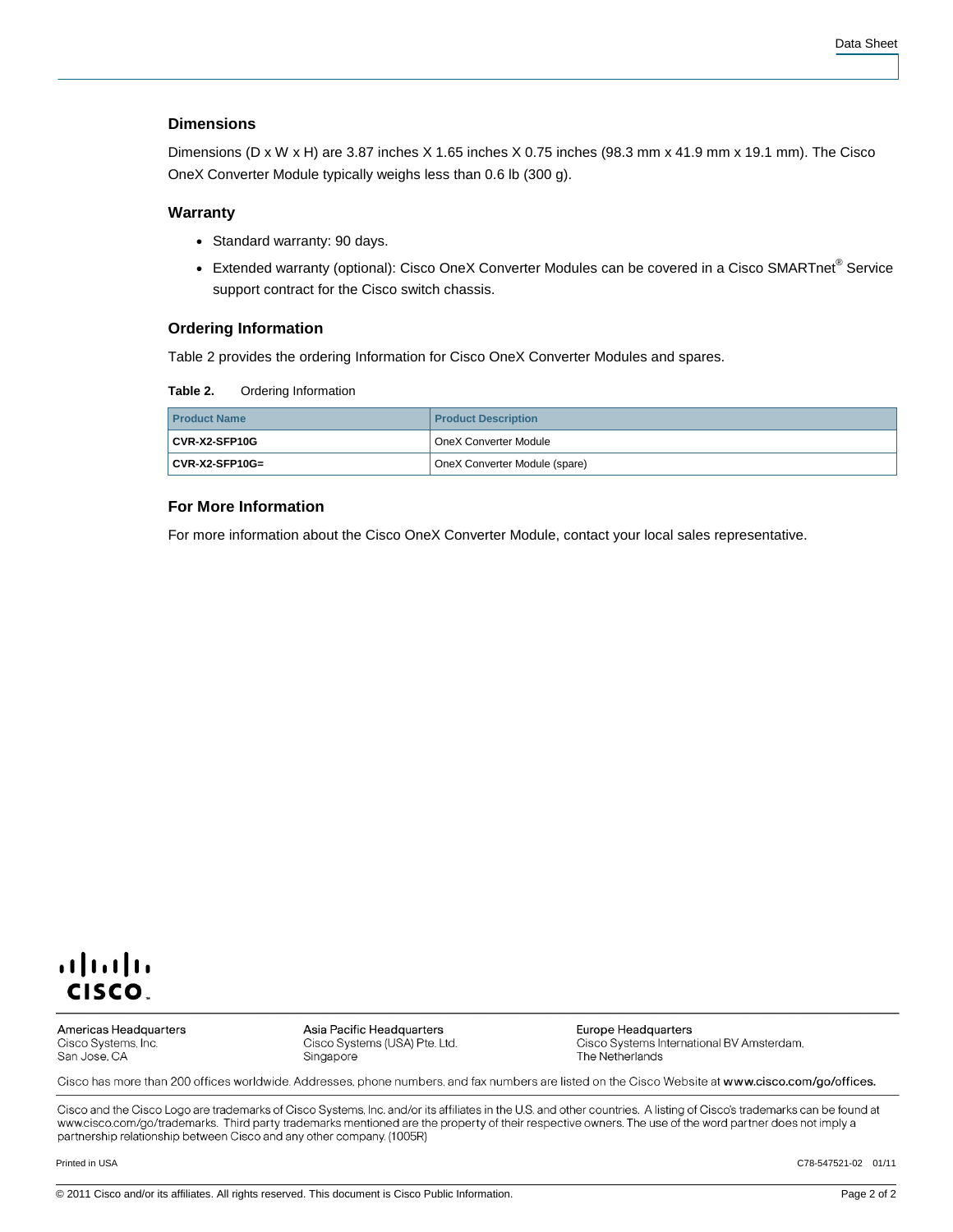### Dimensions

Dimensions (D x W x H) are 3.87 inches X 1.65 inches X 0.75 inches (98.3 mm x 41.9 mm x 19.1 mm). The Cisco OneX Converter Module typically weighs less than 0.6 lb (300 g).

### Warranty

- Standard warranty: 90 days.
- Extended warranty (optional): Cisco OneX Converter Modules can be covered in a Cisco SMARTnet® Service support contract for the Cisco switch chassis.

### Ordering Information

Table 2 provides the ordering Information for Cisco OneX Converter Modules and spares.

**Table 2.** Ordering Information

| Product Name | Product Description |
| --- | --- |
| **CVR-X2-SFP10G** | OneX Converter Module |
| **CVR-X2-SFP10G=** | OneX Converter Module (spare) |

### For More Information

For more information about the Cisco OneX Converter Module, contact your local sales representative.

Americas Headquarters
Cisco Systems, Inc.
San Jose, CA

Asia Pacific Headquarters
Cisco Systems (USA) Pte. Ltd.
Singapore

Europe Headquarters
Cisco Systems International BV Amsterdam,
The Netherlands

Cisco has more than 200 offices worldwide. Addresses, phone numbers, and fax numbers are listed on the Cisco Website at **www.cisco.com/go/offices.**

Cisco and the Cisco Logo are trademarks of Cisco Systems, Inc. and/or its affiliates in the U.S. and other countries. A listing of Cisco's trademarks can be found at www.cisco.com/go/trademarks. Third party trademarks mentioned are the property of their respective owners. The use of the word partner does not imply a partnership relationship between Cisco and any other company. (1005R)

Printed in USA C78-547521-02 01/11

© 2011 Cisco and/or its affiliates. All rights reserved. This document is Cisco Public Information.